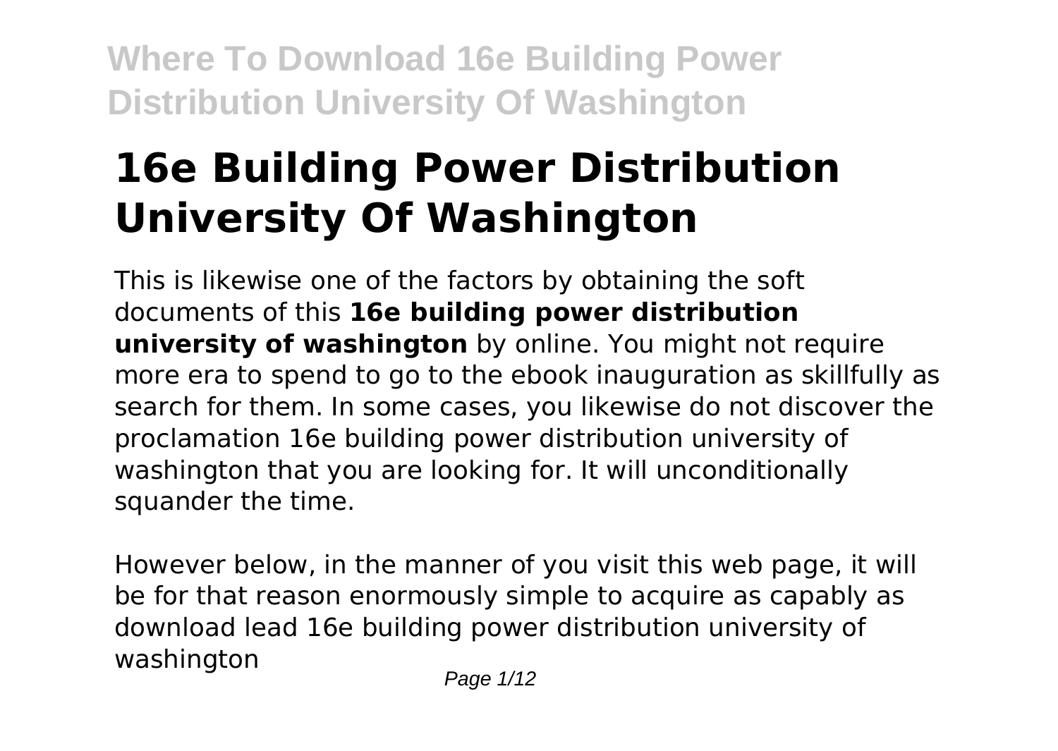# 16e Building Power Distribution University Of Washington

This is likewise one of the factors by obtaining the soft documents of this **16e building power distribution university of washington** by online. You might not require more era to spend to go to the ebook inauguration as skillfully as search for them. In some cases, you likewise do not discover the proclamation 16e building power distribution university of washington that you are looking for. It will unconditionally squander the time.

However below, in the manner of you visit this web page, it will be for that reason enormously simple to acquire as capably as download lead 16e building power distribution university of washington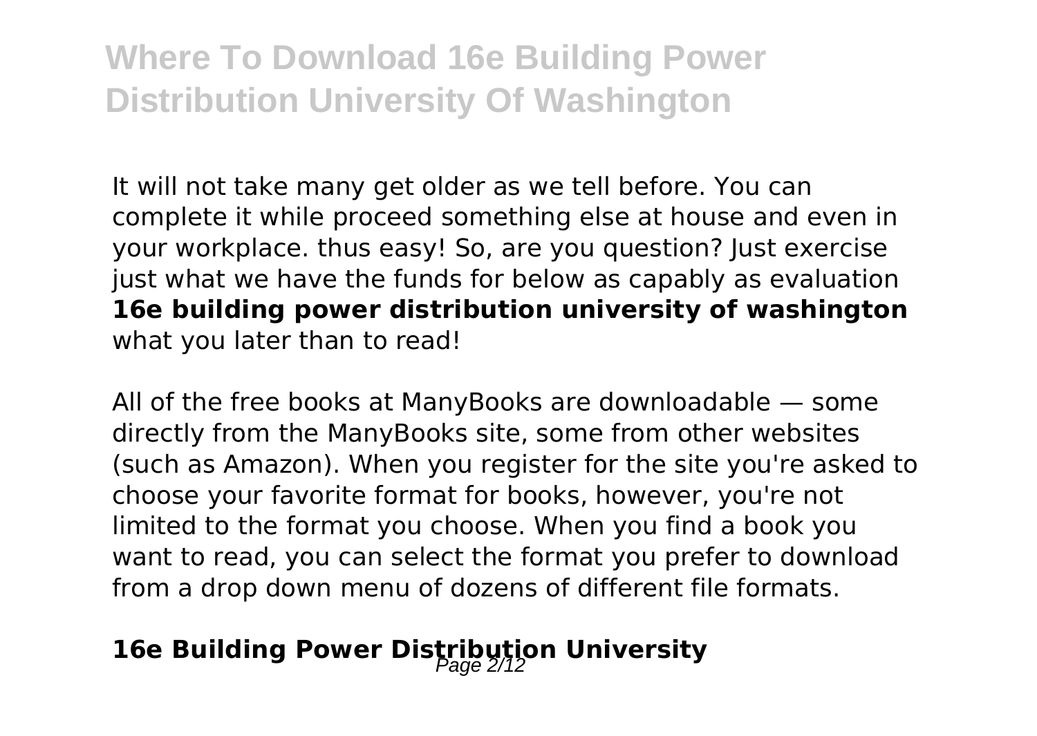It will not take many get older as we tell before. You can complete it while proceed something else at house and even in your workplace. thus easy! So, are you question? Just exercise just what we have the funds for below as capably as evaluation **16e building power distribution university of washington** what you later than to read!

All of the free books at ManyBooks are downloadable — some directly from the ManyBooks site, some from other websites (such as Amazon). When you register for the site you're asked to choose your favorite format for books, however, you're not limited to the format you choose. When you find a book you want to read, you can select the format you prefer to download from a drop down menu of dozens of different file formats.

## 16e Building Power Distribution University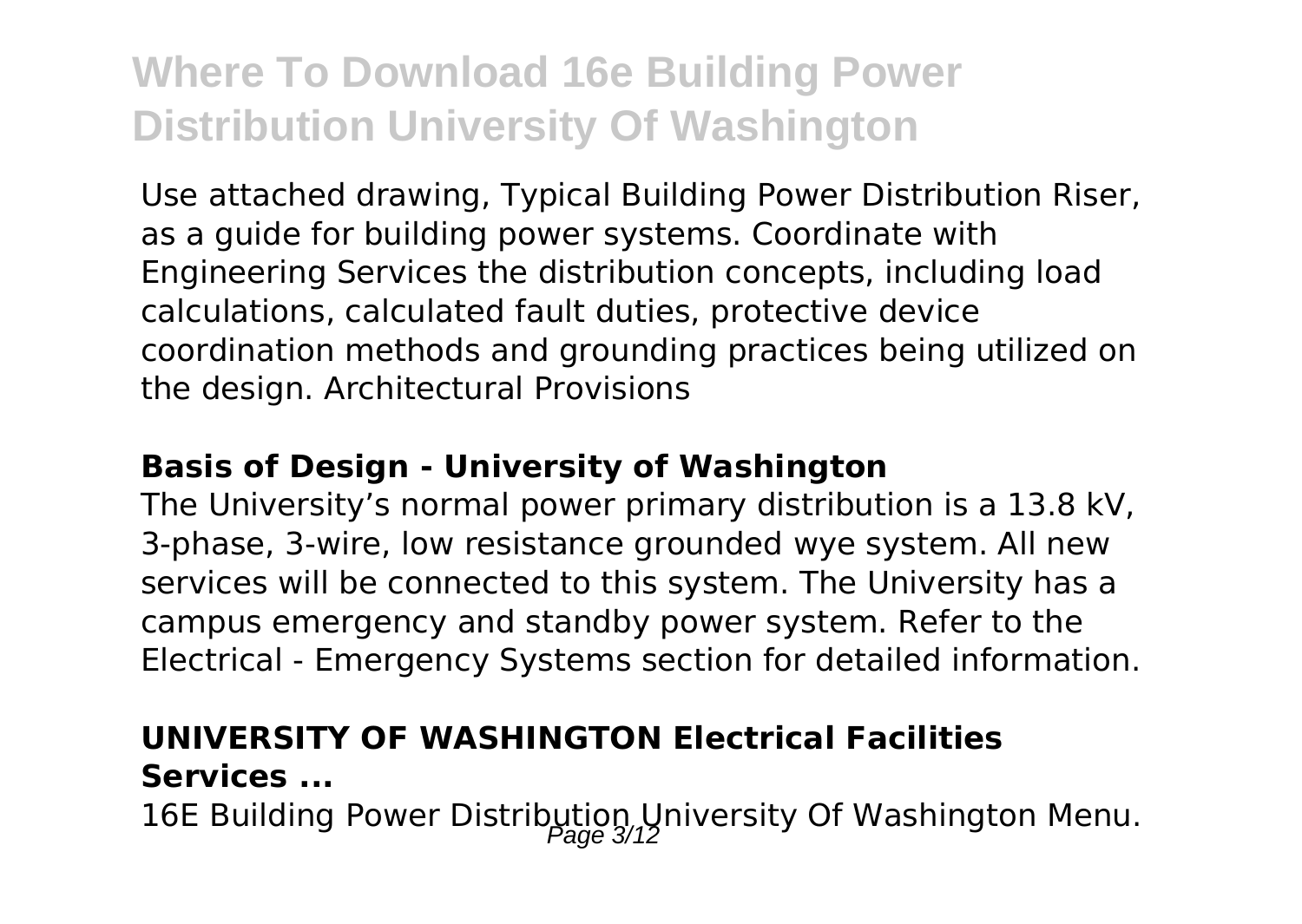Use attached drawing, Typical Building Power Distribution Riser, as a guide for building power systems. Coordinate with Engineering Services the distribution concepts, including load calculations, calculated fault duties, protective device coordination methods and grounding practices being utilized on the design. Architectural Provisions

### Basis of Design - University of Washington

The University's normal power primary distribution is a 13.8 kV, 3-phase, 3-wire, low resistance grounded wye system. All new services will be connected to this system. The University has a campus emergency and standby power system. Refer to the Electrical - Emergency Systems section for detailed information.

### UNIVERSITY OF WASHINGTON Electrical Facilities Services ...

16E Building Power Distribution University Of Washington Menu.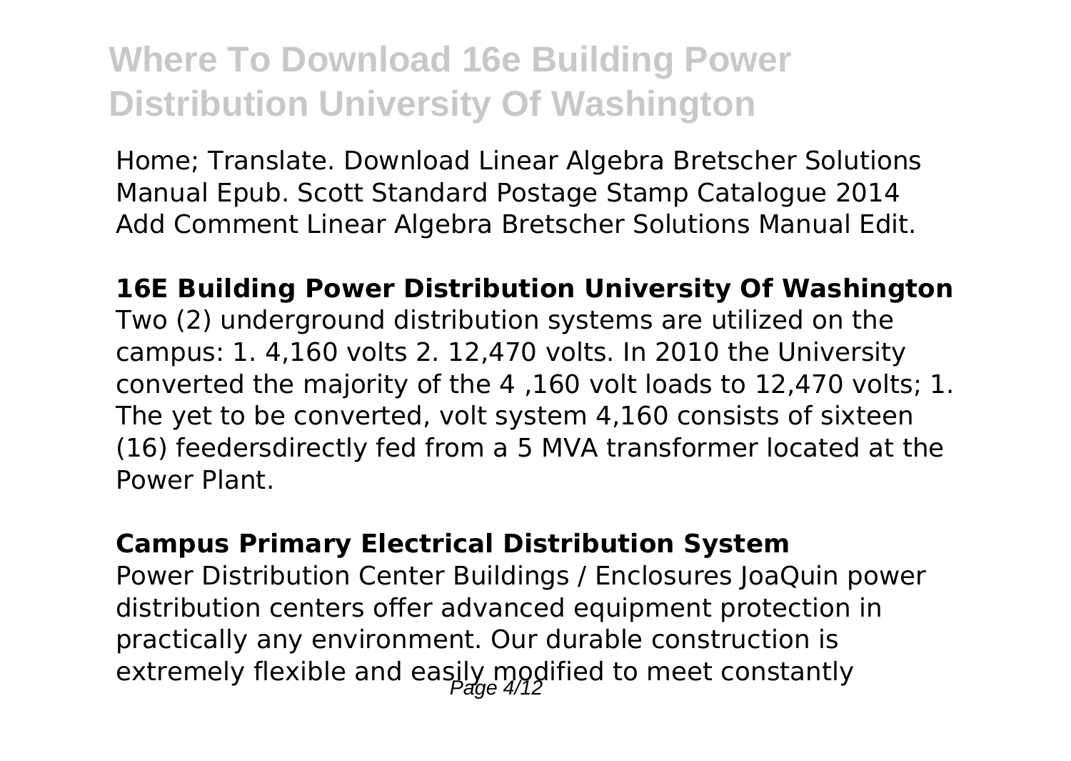Home; Translate. Download Linear Algebra Bretscher Solutions Manual Epub. Scott Standard Postage Stamp Catalogue 2014 Add Comment Linear Algebra Bretscher Solutions Manual Edit.

**16E Building Power Distribution University Of Washington**

Two (2) underground distribution systems are utilized on the campus: 1. 4,160 volts 2. 12,470 volts. In 2010 the University converted the majority of the 4 ,160 volt loads to 12,470 volts; 1. The yet to be converted, volt system 4,160 consists of sixteen (16) feedersdirectly fed from a 5 MVA transformer located at the Power Plant.

**Campus Primary Electrical Distribution System**

Power Distribution Center Buildings / Enclosures JoaQuin power distribution centers offer advanced equipment protection in practically any environment. Our durable construction is extremely flexible and easily modified to meet constantly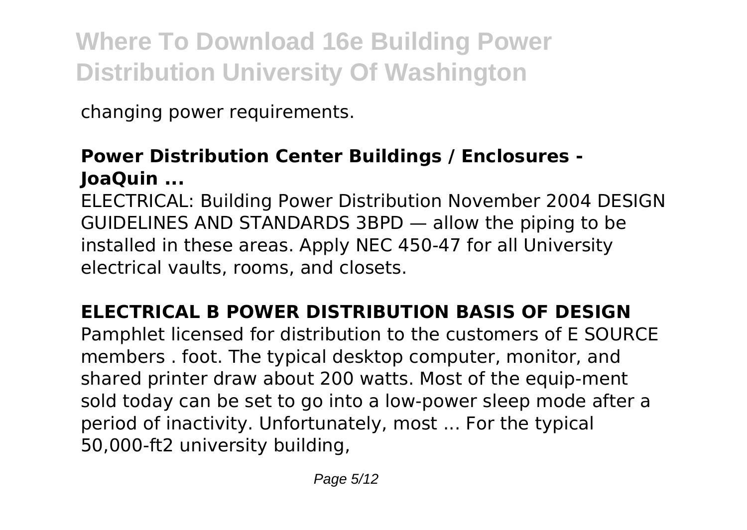changing power requirements.

**Power Distribution Center Buildings / Enclosures - JoaQuin ...**

ELECTRICAL: Building Power Distribution November 2004 DESIGN GUIDELINES AND STANDARDS 3BPD — allow the piping to be installed in these areas. Apply NEC 450-47 for all University electrical vaults, rooms, and closets.

**ELECTRICAL B POWER DISTRIBUTION BASIS OF DESIGN**

Pamphlet licensed for distribution to the customers of E SOURCE members . foot. The typical desktop computer, monitor, and shared printer draw about 200 watts. Most of the equip-ment sold today can be set to go into a low-power sleep mode after a period of inactivity. Unfortunately, most ... For the typical 50,000-ft2 university building,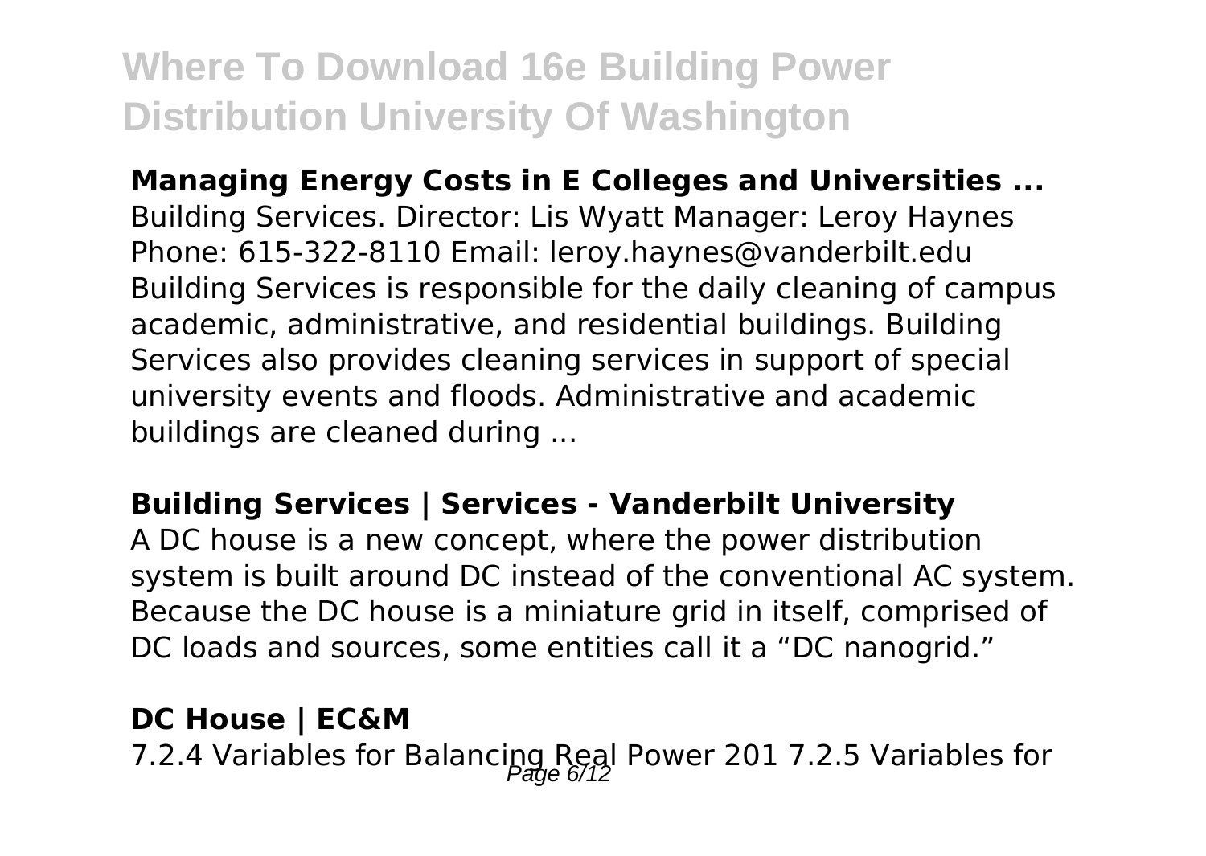**Managing Energy Costs in E Colleges and Universities ...**
Building Services. Director: Lis Wyatt Manager: Leroy Haynes Phone: 615-322-8110 Email: leroy.haynes@vanderbilt.edu Building Services is responsible for the daily cleaning of campus academic, administrative, and residential buildings. Building Services also provides cleaning services in support of special university events and floods. Administrative and academic buildings are cleaned during ...

**Building Services | Services - Vanderbilt University**
A DC house is a new concept, where the power distribution system is built around DC instead of the conventional AC system. Because the DC house is a miniature grid in itself, comprised of DC loads and sources, some entities call it a "DC nanogrid."

**DC House | EC&M**
7.2.4 Variables for Balancing Real Power 201 7.2.5 Variables for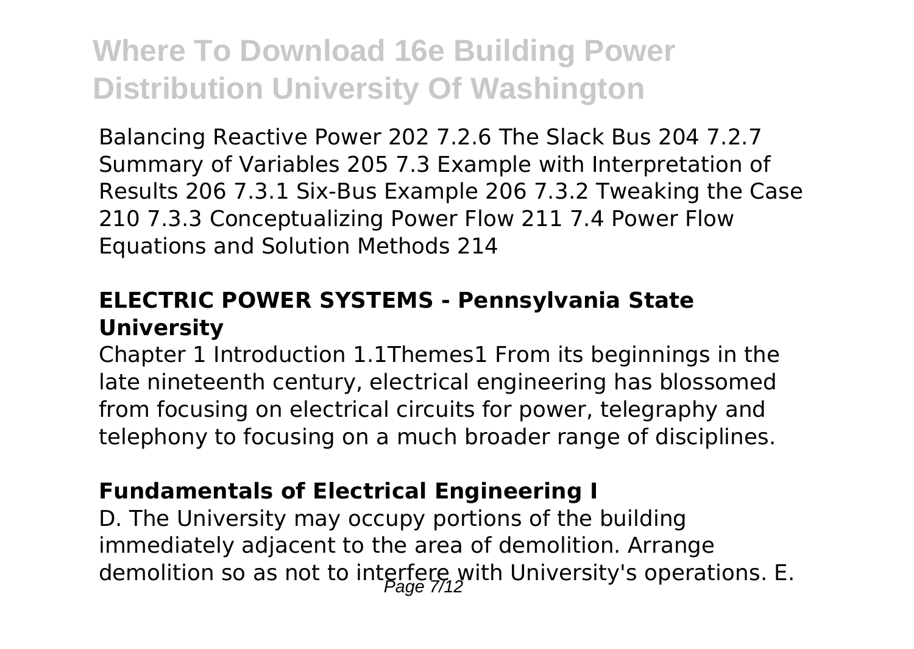Balancing Reactive Power 202 7.2.6 The Slack Bus 204 7.2.7 Summary of Variables 205 7.3 Example with Interpretation of Results 206 7.3.1 Six-Bus Example 206 7.3.2 Tweaking the Case 210 7.3.3 Conceptualizing Power Flow 211 7.4 Power Flow Equations and Solution Methods 214

### ELECTRIC POWER SYSTEMS - Pennsylvania State University

Chapter 1 Introduction 1.1Themes1 From its beginnings in the late nineteenth century, electrical engineering has blossomed from focusing on electrical circuits for power, telegraphy and telephony to focusing on a much broader range of disciplines.

### Fundamentals of Electrical Engineering I

D. The University may occupy portions of the building immediately adjacent to the area of demolition. Arrange demolition so as not to interfere with University's operations. E.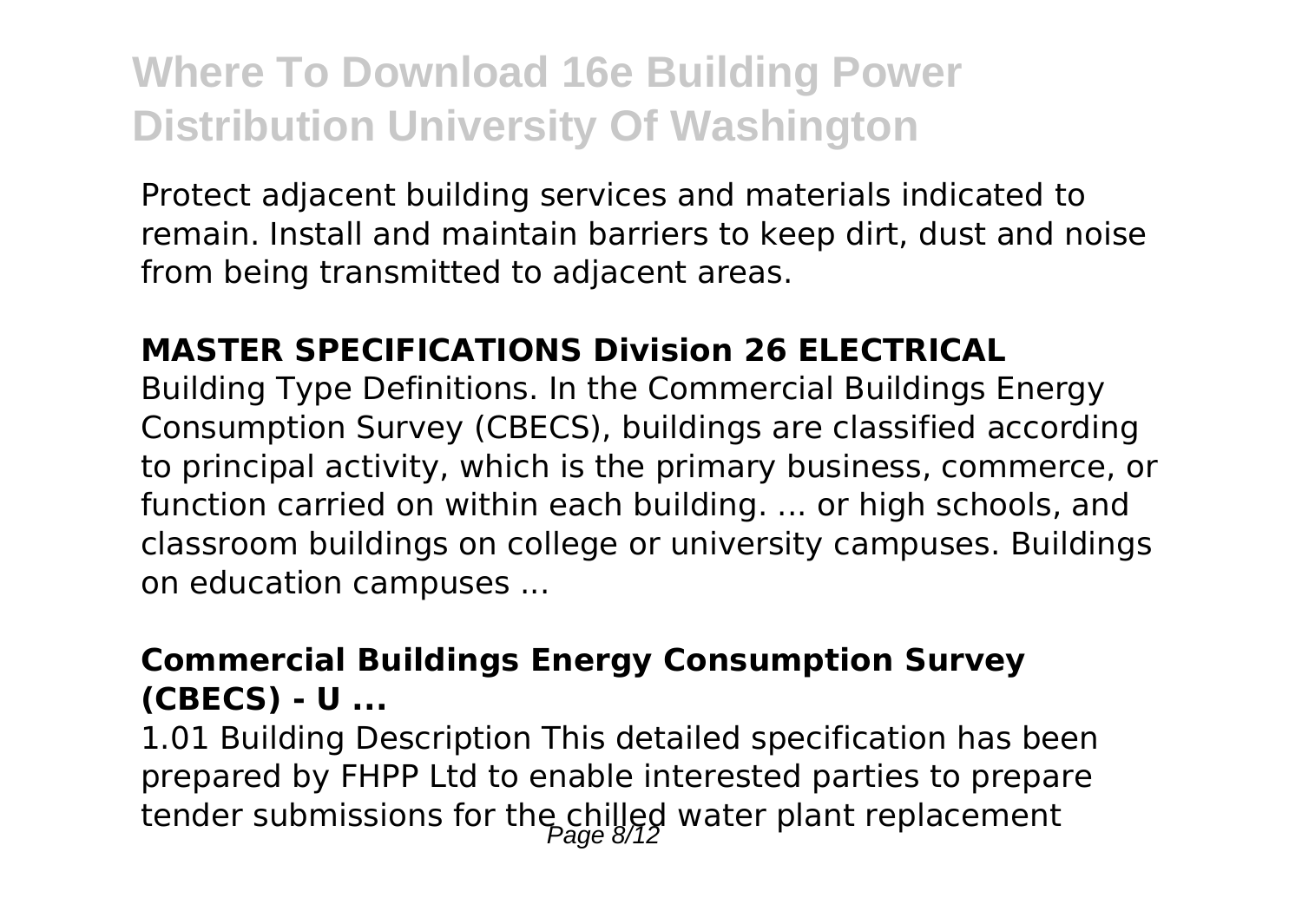Protect adjacent building services and materials indicated to remain. Install and maintain barriers to keep dirt, dust and noise from being transmitted to adjacent areas.

**MASTER SPECIFICATIONS Division 26 ELECTRICAL**

Building Type Definitions. In the Commercial Buildings Energy Consumption Survey (CBECS), buildings are classified according to principal activity, which is the primary business, commerce, or function carried on within each building. ... or high schools, and classroom buildings on college or university campuses. Buildings on education campuses ...

**Commercial Buildings Energy Consumption Survey (CBECS) - U ...**

1.01 Building Description This detailed specification has been prepared by FHPP Ltd to enable interested parties to prepare tender submissions for the chilled water plant replacement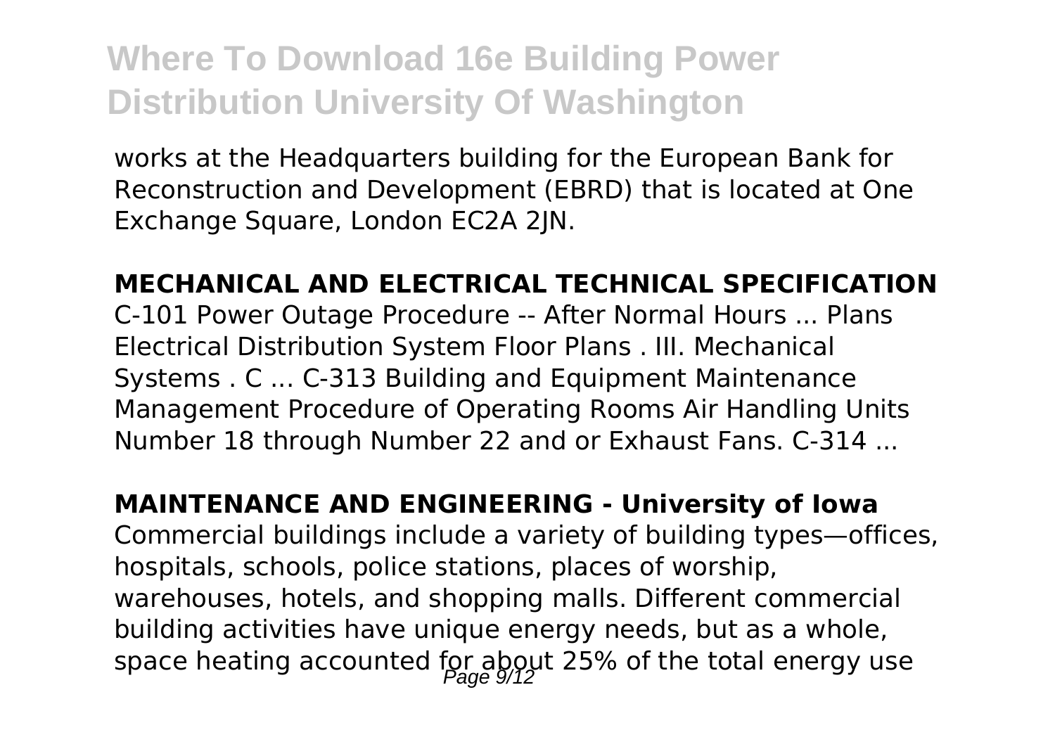works at the Headquarters building for the European Bank for Reconstruction and Development (EBRD) that is located at One Exchange Square, London EC2A 2JN.

**MECHANICAL AND ELECTRICAL TECHNICAL SPECIFICATION**

C-101 Power Outage Procedure -- After Normal Hours ... Plans Electrical Distribution System Floor Plans . III. Mechanical Systems . C ... C-313 Building and Equipment Maintenance Management Procedure of Operating Rooms Air Handling Units Number 18 through Number 22 and or Exhaust Fans. C-314 ...

**MAINTENANCE AND ENGINEERING - University of Iowa**

Commercial buildings include a variety of building types—offices, hospitals, schools, police stations, places of worship, warehouses, hotels, and shopping malls. Different commercial building activities have unique energy needs, but as a whole, space heating accounted for about 25% of the total energy use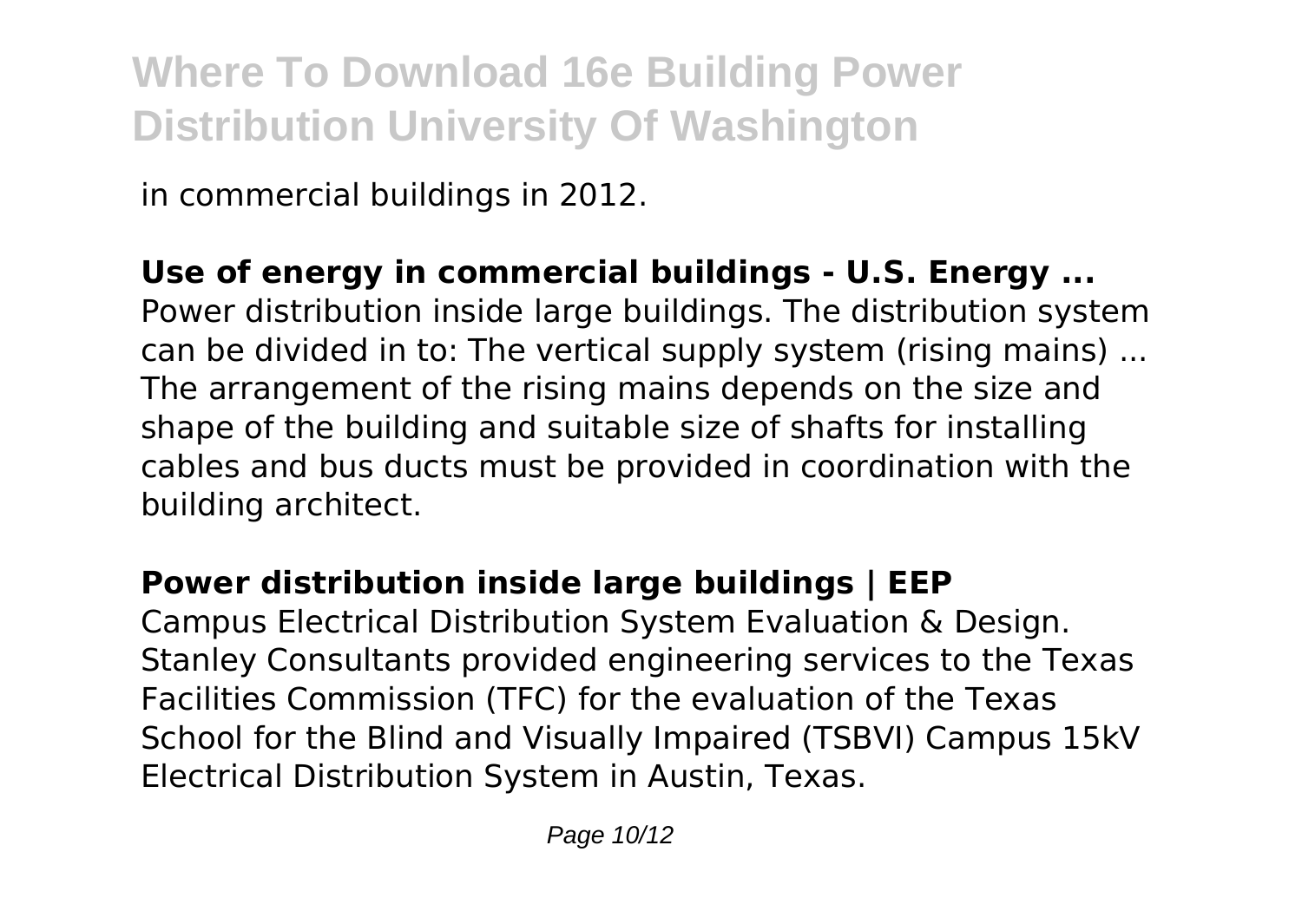in commercial buildings in 2012.

**Use of energy in commercial buildings - U.S. Energy ...**

Power distribution inside large buildings. The distribution system can be divided in to: The vertical supply system (rising mains) ... The arrangement of the rising mains depends on the size and shape of the building and suitable size of shafts for installing cables and bus ducts must be provided in coordination with the building architect.

**Power distribution inside large buildings | EEP**

Campus Electrical Distribution System Evaluation & Design. Stanley Consultants provided engineering services to the Texas Facilities Commission (TFC) for the evaluation of the Texas School for the Blind and Visually Impaired (TSBVI) Campus 15kV Electrical Distribution System in Austin, Texas.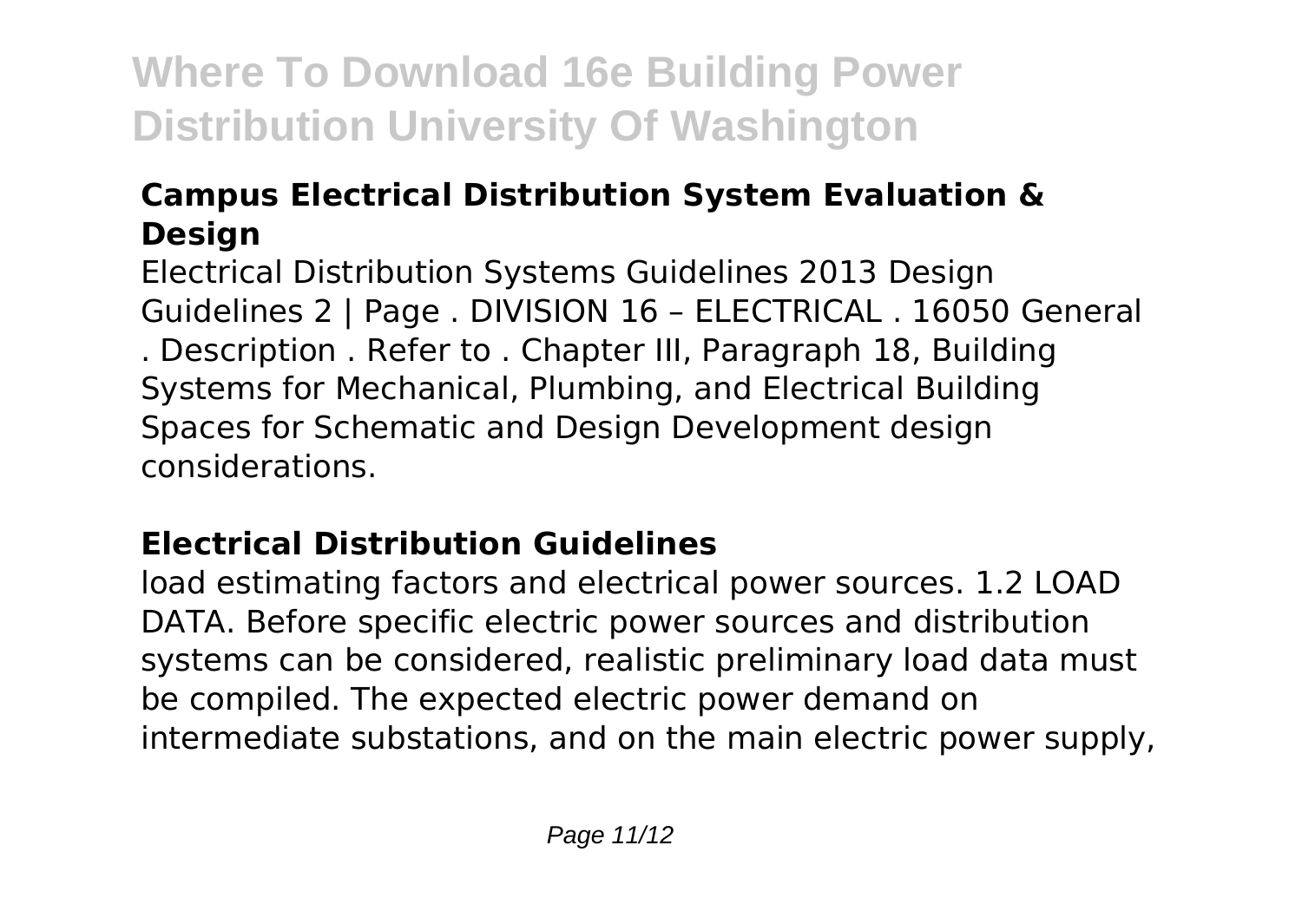### Campus Electrical Distribution System Evaluation & Design

Electrical Distribution Systems Guidelines 2013 Design Guidelines 2 | Page . DIVISION 16 – ELECTRICAL . 16050 General . Description . Refer to . Chapter III, Paragraph 18, Building Systems for Mechanical, Plumbing, and Electrical Building Spaces for Schematic and Design Development design considerations.

### Electrical Distribution Guidelines

load estimating factors and electrical power sources. 1.2 LOAD DATA. Before specific electric power sources and distribution systems can be considered, realistic preliminary load data must be compiled. The expected electric power demand on intermediate substations, and on the main electric power supply,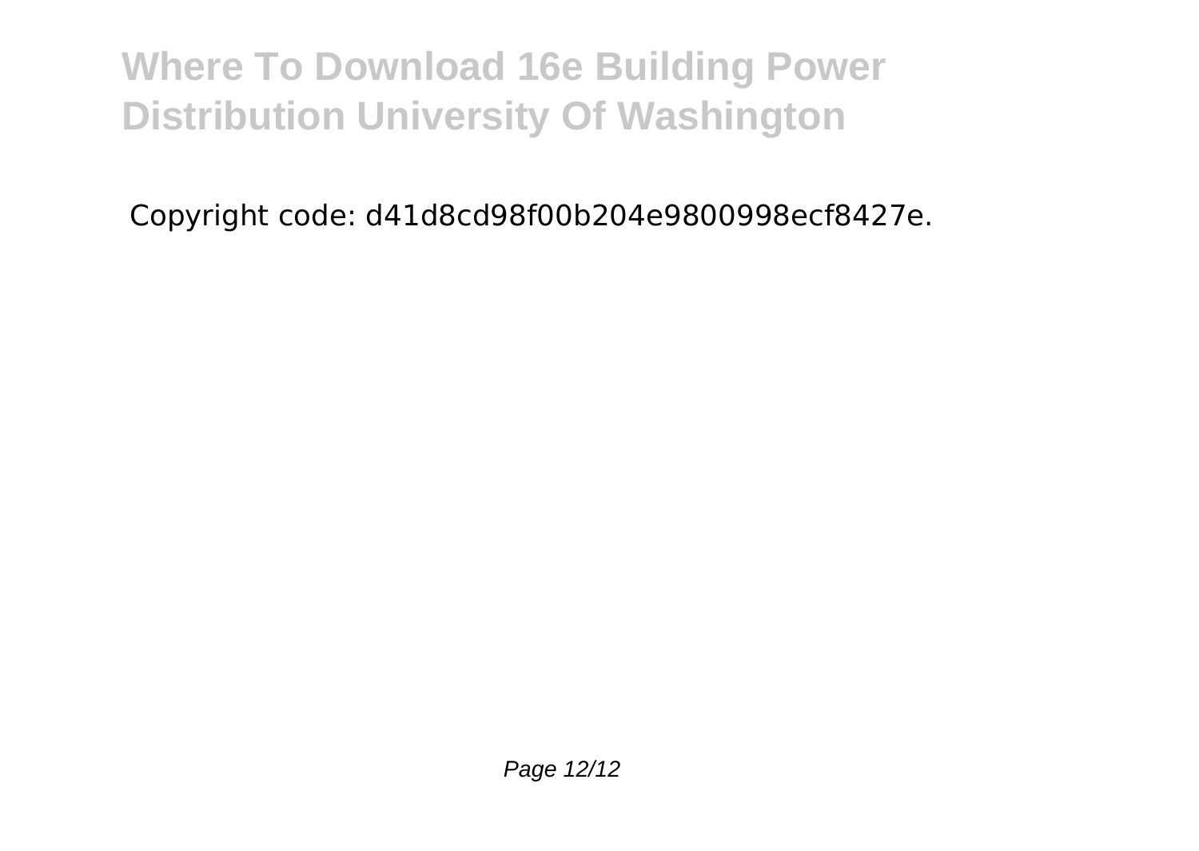Copyright code: d41d8cd98f00b204e9800998ecf8427e.